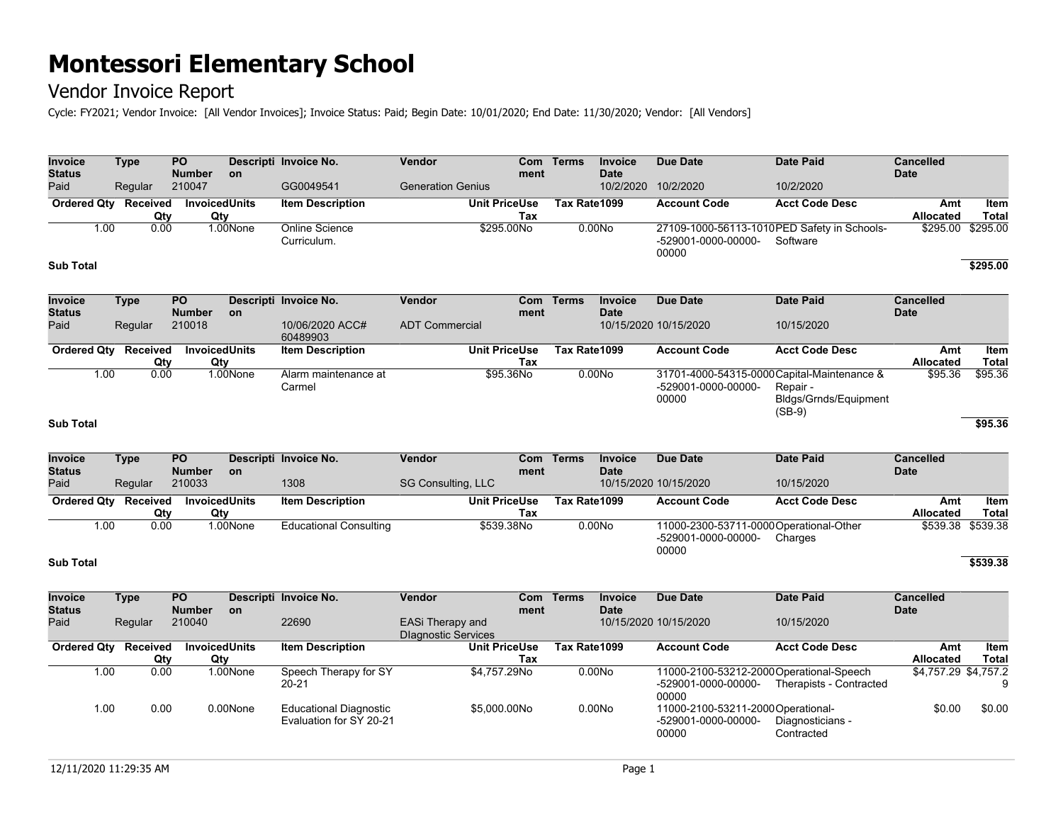# Montessori Elementary School

## Vendor Invoice Report

Cycle: FY2021; Vendor Invoice: [All Vendor Invoices]; Invoice Status: Paid; Begin Date: 10/01/2020; End Date: 11/30/2020; Vendor: [All Vendors]

| Invoice Status | Type | PO Number | Description | Invoice No. | Vendor | Comment | Terms | Invoice Date | Due Date | Date Paid | Cancelled Date |
|---|---|---|---|---|---|---|---|---|---|---|---|
| Paid | Regular | 210047 | | GG0049541 | Generation Genius | | | 10/2/2020 | 10/2/2020 | 10/2/2020 | |

| Ordered Qty | Received Qty | Invoiced Qty | Units | Item Description | Unit Price | Use Tax | Tax Rate | 1099 | Account Code | Acct Code Desc | Amt Allocated | Item Total |
|---|---|---|---|---|---|---|---|---|---|---|---|---|
| 1.00 | 0.00 | 1.00 | None | Online Science Curriculum. | $295.00 | No | 0.00 | No | 27109-1000-56113-1010-529001-0000-00000-00000 | PED Safety in Schools-Software | $295.00 | $295.00 |

**Sub Total** **$295.00**

| Invoice Status | Type | PO Number | Description | Invoice No. | Vendor | Comment | Terms | Invoice Date | Due Date | Date Paid | Cancelled Date |
|---|---|---|---|---|---|---|---|---|---|---|---|
| Paid | Regular | 210018 | | 10/06/2020 ACC# 60489903 | ADT Commercial | | | 10/15/2020 | 10/15/2020 | 10/15/2020 | |

| Ordered Qty | Received Qty | Invoiced Qty | Units | Item Description | Unit Price | Use Tax | Tax Rate | 1099 | Account Code | Acct Code Desc | Amt Allocated | Item Total |
|---|---|---|---|---|---|---|---|---|---|---|---|---|
| 1.00 | 0.00 | 1.00 | None | Alarm maintenance at Carmel | $95.36 | No | 0.00 | No | 31701-4000-54315-0000-529001-0000-00000-00000 | Capital-Maintenance & Repair - Bldgs/Grnds/Equipment (SB-9) | $95.36 | $95.36 |

**Sub Total** **$95.36**

| Invoice Status | Type | PO Number | Description | Invoice No. | Vendor | Comment | Terms | Invoice Date | Due Date | Date Paid | Cancelled Date |
|---|---|---|---|---|---|---|---|---|---|---|---|
| Paid | Regular | 210033 | | 1308 | SG Consulting, LLC | | | 10/15/2020 | 10/15/2020 | 10/15/2020 | |

| Ordered Qty | Received Qty | Invoiced Qty | Units | Item Description | Unit Price | Use Tax | Tax Rate | 1099 | Account Code | Acct Code Desc | Amt Allocated | Item Total |
|---|---|---|---|---|---|---|---|---|---|---|---|---|
| 1.00 | 0.00 | 1.00 | None | Educational Consulting | $539.38 | No | 0.00 | No | 11000-2300-53711-0000-529001-0000-00000-00000 | Operational-Other Charges | $539.38 | $539.38 |

**Sub Total** **$539.38**

| Invoice Status | Type | PO Number | Description | Invoice No. | Vendor | Comment | Terms | Invoice Date | Due Date | Date Paid | Cancelled Date |
|---|---|---|---|---|---|---|---|---|---|---|---|
| Paid | Regular | 210040 | | 22690 | EASi Therapy and DIagnostic Services | | | 10/15/2020 | 10/15/2020 | 10/15/2020 | |

| Ordered Qty | Received Qty | Invoiced Qty | Units | Item Description | Unit Price | Use Tax | Tax Rate | 1099 | Account Code | Acct Code Desc | Amt Allocated | Item Total |
|---|---|---|---|---|---|---|---|---|---|---|---|---|
| 1.00 | 0.00 | 1.00 | None | Speech Therapy for SY 20-21 | $4,757.29 | No | 0.00 | No | 11000-2100-53212-2000-529001-0000-00000-00000 | Operational-Speech Therapists - Contracted | $4,757.29 | $4,757.29 |
| 1.00 | 0.00 | 0.00 | None | Educational Diagnostic Evaluation for SY 20-21 | $5,000.00 | No | 0.00 | No | 11000-2100-53211-2000-529001-0000-00000-00000 | Operational-Diagnosticians - Contracted | $0.00 | $0.00 |

12/11/2020 11:29:35 AM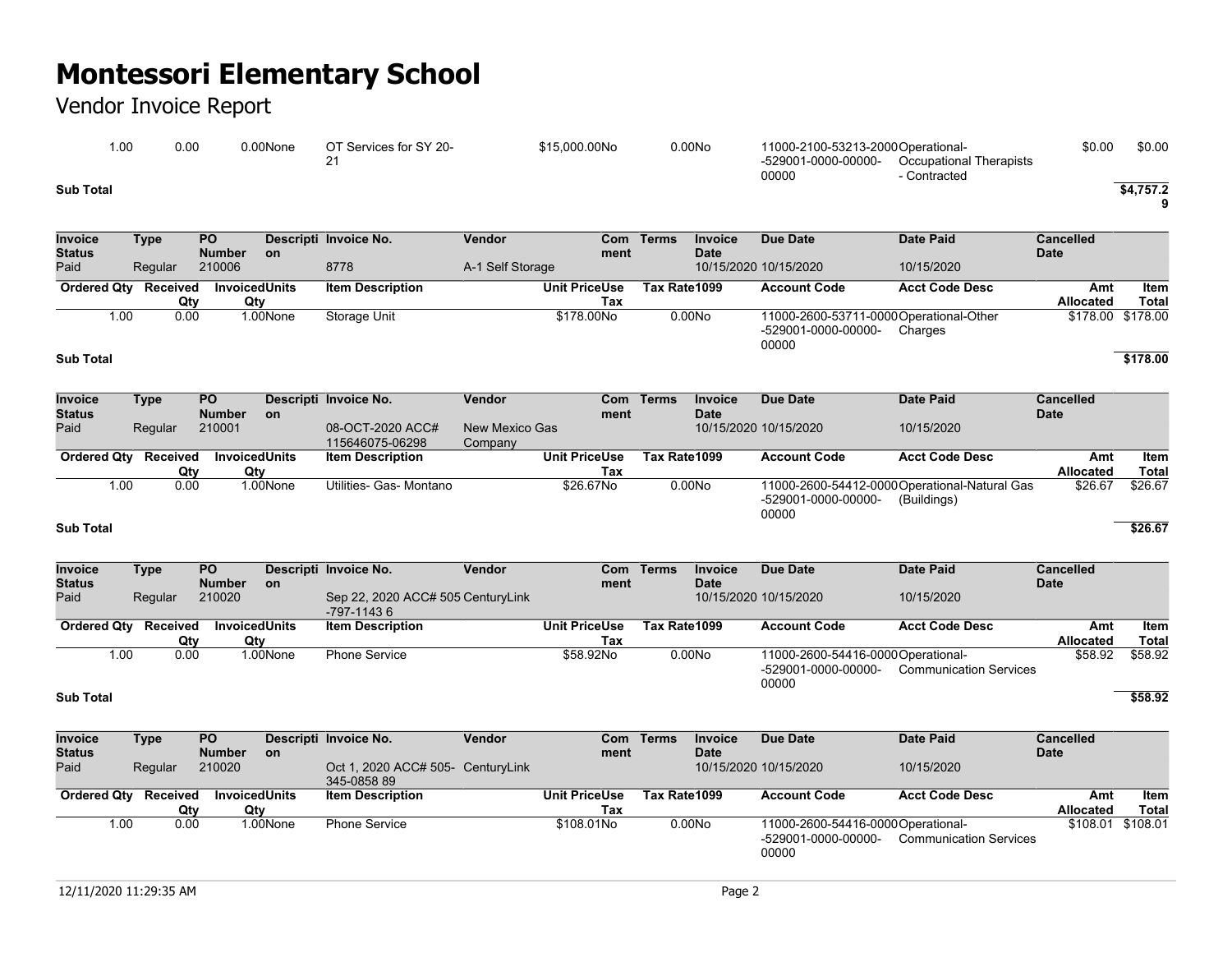# Montessori Elementary School

Vendor Invoice Report

| Ordered Qty | Received Qty | Invoiced Qty | Units | Item Description | Unit Price | Use Tax | Tax Rate | 1099 | Account Code | Acct Code Desc | Amt Allocated | Item Total |
|---|---|---|---|---|---|---|---|---|---|---|---|---|
| 1.00 | 0.00 | 0.00 | None | OT Services for SY 20-21 | $15,000.00 | No | 0.00 | No | 11000-2100-53213-2000-529001-0000-00000-00000 | Operational-Occupational Therapists - Contracted | $0.00 | $0.00 |

**Sub Total** **$4,757.29**

| Invoice Status | Type | PO Number | Description | Invoice No. | Vendor | Comment | Terms | Invoice Date | Due Date | Date Paid | Cancelled Date |
|---|---|---|---|---|---|---|---|---|---|---|---|
| Paid | Regular | 210006 | | 8778 | A-1 Self Storage | | | 10/15/2020 | 10/15/2020 | 10/15/2020 | |

| Ordered Qty | Received Qty | Invoiced Qty | Units | Item Description | Unit Price | Use Tax | Tax Rate | 1099 | Account Code | Acct Code Desc | Amt Allocated | Item Total |
|---|---|---|---|---|---|---|---|---|---|---|---|---|
| 1.00 | 0.00 | 1.00 | None | Storage Unit | $178.00 | No | 0.00 | No | 11000-2600-53711-0000-529001-0000-00000-00000 | Operational-Other Charges | $178.00 | $178.00 |

**Sub Total** **$178.00**

| Invoice Status | Type | PO Number | Description | Invoice No. | Vendor | Comment | Terms | Invoice Date | Due Date | Date Paid | Cancelled Date |
|---|---|---|---|---|---|---|---|---|---|---|---|
| Paid | Regular | 210001 | | 08-OCT-2020 ACC# 115646075-06298 | New Mexico Gas Company | | | 10/15/2020 | 10/15/2020 | 10/15/2020 | |

| Ordered Qty | Received Qty | Invoiced Qty | Units | Item Description | Unit Price | Use Tax | Tax Rate | 1099 | Account Code | Acct Code Desc | Amt Allocated | Item Total |
|---|---|---|---|---|---|---|---|---|---|---|---|---|
| 1.00 | 0.00 | 1.00 | None | Utilities- Gas- Montano | $26.67 | No | 0.00 | No | 11000-2600-54412-0000-529001-0000-00000-00000 | Operational-Natural Gas (Buildings) | $26.67 | $26.67 |

**Sub Total** **$26.67**

| Invoice Status | Type | PO Number | Description | Invoice No. | Vendor | Comment | Terms | Invoice Date | Due Date | Date Paid | Cancelled Date |
|---|---|---|---|---|---|---|---|---|---|---|---|
| Paid | Regular | 210020 | | Sep 22, 2020 ACC# 505-797-1143 6 | CenturyLink | | | 10/15/2020 | 10/15/2020 | 10/15/2020 | |

| Ordered Qty | Received Qty | Invoiced Qty | Units | Item Description | Unit Price | Use Tax | Tax Rate | 1099 | Account Code | Acct Code Desc | Amt Allocated | Item Total |
|---|---|---|---|---|---|---|---|---|---|---|---|---|
| 1.00 | 0.00 | 1.00 | None | Phone Service | $58.92 | No | 0.00 | No | 11000-2600-54416-0000-529001-0000-00000-00000 | Operational-Communication Services | $58.92 | $58.92 |

**Sub Total** **$58.92**

| Invoice Status | Type | PO Number | Description | Invoice No. | Vendor | Comment | Terms | Invoice Date | Due Date | Date Paid | Cancelled Date |
|---|---|---|---|---|---|---|---|---|---|---|---|
| Paid | Regular | 210020 | | Oct 1, 2020 ACC# 505-345-0858 89 | CenturyLink | | | 10/15/2020 | 10/15/2020 | 10/15/2020 | |

| Ordered Qty | Received Qty | Invoiced Qty | Units | Item Description | Unit Price | Use Tax | Tax Rate | 1099 | Account Code | Acct Code Desc | Amt Allocated | Item Total |
|---|---|---|---|---|---|---|---|---|---|---|---|---|
| 1.00 | 0.00 | 1.00 | None | Phone Service | $108.01 | No | 0.00 | No | 11000-2600-54416-0000-529001-0000-00000-00000 | Operational-Communication Services | $108.01 | $108.01 |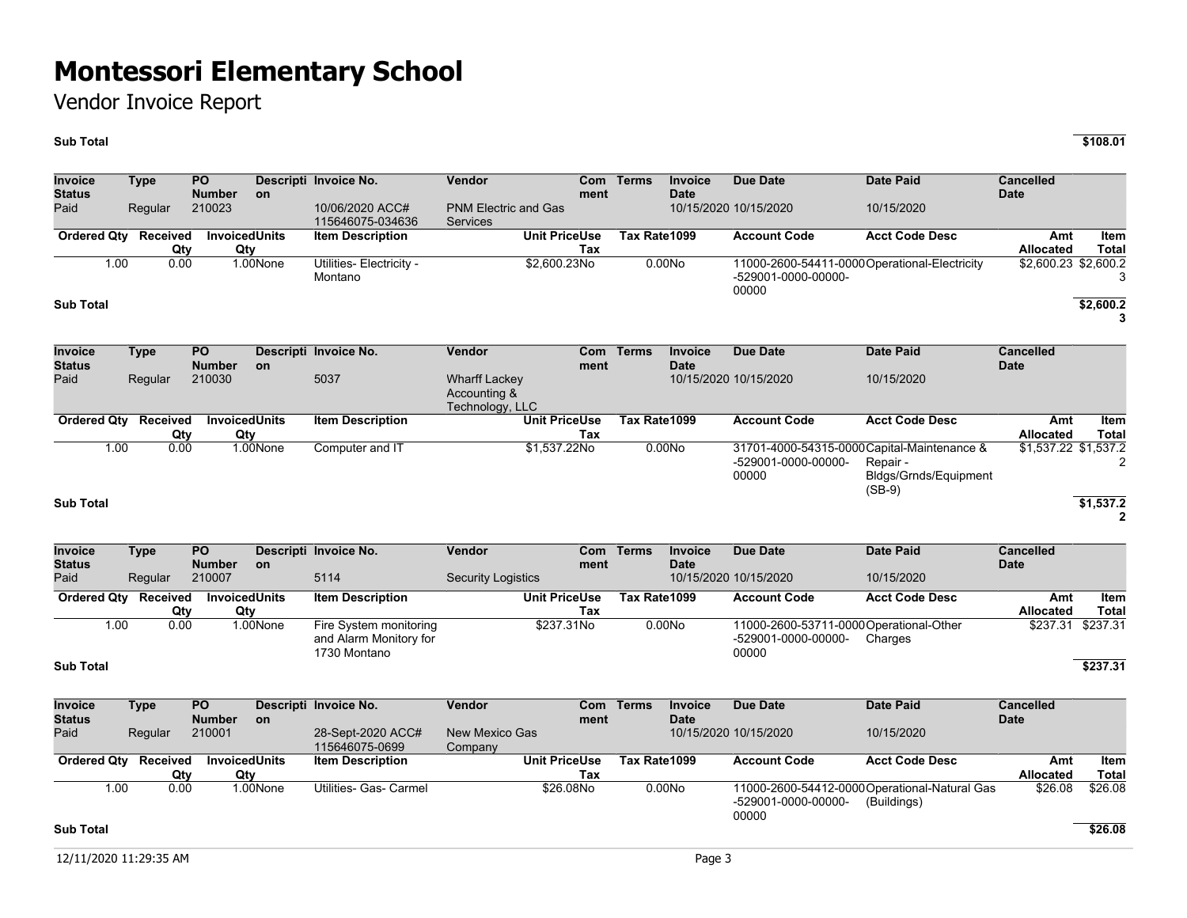# Montessori Elementary School

Vendor Invoice Report

**Sub Total** **$108.01**

| Invoice Status | Type | PO Number | Description | Invoice No. | Vendor | Comment | Terms | Invoice Date | Due Date | Date Paid | Cancelled Date |
|---|---|---|---|---|---|---|---|---|---|---|---|
| Paid | Regular | 210023 | | 10/06/2020 ACC# 115646075-034636 | PNM Electric and Gas Services | | | 10/15/2020 | 10/15/2020 | 10/15/2020 | |

| Ordered Qty | Received Qty | Invoiced Qty | Units | Item Description | Unit Price | Use Tax | Tax Rate | 1099 | Account Code | Acct Code Desc | Amt Allocated | Item Total |
|---|---|---|---|---|---|---|---|---|---|---|---|---|
| 1.00 | 0.00 | 1.00 | None | Utilities- Electricity - Montano | $2,600.23 | No | 0.00 | No | 11000-2600-54411-0000-529001-0000-00000-00000 | Operational-Electricity | $2,600.23 | $2,600.23 |

**Sub Total** **$2,600.23**

| Invoice Status | Type | PO Number | Description | Invoice No. | Vendor | Comment | Terms | Invoice Date | Due Date | Date Paid | Cancelled Date |
|---|---|---|---|---|---|---|---|---|---|---|---|
| Paid | Regular | 210030 | | 5037 | Wharff Lackey Accounting & Technology, LLC | | | 10/15/2020 | 10/15/2020 | 10/15/2020 | |

| Ordered Qty | Received Qty | Invoiced Qty | Units | Item Description | Unit Price | Use Tax | Tax Rate | 1099 | Account Code | Acct Code Desc | Amt Allocated | Item Total |
|---|---|---|---|---|---|---|---|---|---|---|---|---|
| 1.00 | 0.00 | 1.00 | None | Computer and IT | $1,537.22 | No | 0.00 | No | 31701-4000-54315-0000-529001-0000-00000-00000 | Capital-Maintenance & Repair - Bldgs/Grnds/Equipment (SB-9) | $1,537.22 | $1,537.22 |

**Sub Total** **$1,537.22**

| Invoice Status | Type | PO Number | Description | Invoice No. | Vendor | Comment | Terms | Invoice Date | Due Date | Date Paid | Cancelled Date |
|---|---|---|---|---|---|---|---|---|---|---|---|
| Paid | Regular | 210007 | | 5114 | Security Logistics | | | 10/15/2020 | 10/15/2020 | 10/15/2020 | |

| Ordered Qty | Received Qty | Invoiced Qty | Units | Item Description | Unit Price | Use Tax | Tax Rate | 1099 | Account Code | Acct Code Desc | Amt Allocated | Item Total |
|---|---|---|---|---|---|---|---|---|---|---|---|---|
| 1.00 | 0.00 | 1.00 | None | Fire System monitoring and Alarm Monitory for 1730 Montano | $237.31 | No | 0.00 | No | 11000-2600-53711-0000-529001-0000-00000-00000 | Operational-Other Charges | $237.31 | $237.31 |

**Sub Total** **$237.31**

| Invoice Status | Type | PO Number | Description | Invoice No. | Vendor | Comment | Terms | Invoice Date | Due Date | Date Paid | Cancelled Date |
|---|---|---|---|---|---|---|---|---|---|---|---|
| Paid | Regular | 210001 | | 28-Sept-2020 ACC# 115646075-0699 | New Mexico Gas Company | | | 10/15/2020 | 10/15/2020 | 10/15/2020 | |

| Ordered Qty | Received Qty | Invoiced Qty | Units | Item Description | Unit Price | Use Tax | Tax Rate | 1099 | Account Code | Acct Code Desc | Amt Allocated | Item Total |
|---|---|---|---|---|---|---|---|---|---|---|---|---|
| 1.00 | 0.00 | 1.00 | None | Utilities- Gas- Carmel | $26.08 | No | 0.00 | No | 11000-2600-54412-0000-529001-0000-00000-00000 | Operational-Natural Gas (Buildings) | $26.08 | $26.08 |

**Sub Total** **$26.08**

12/11/2020 11:29:35 AM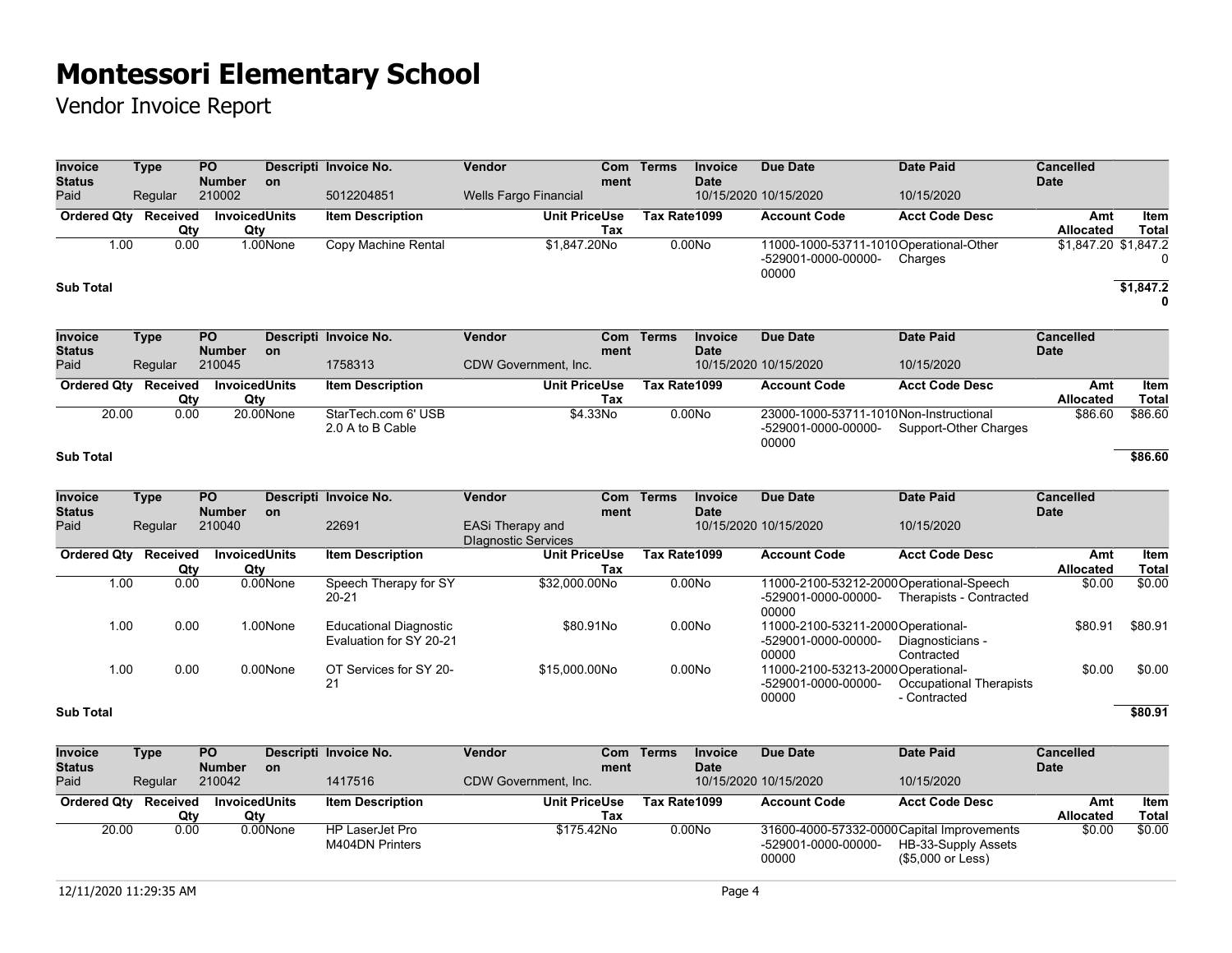# Montessori Elementary School

Vendor Invoice Report

| Invoice Status | Type | PO Number | Description | Invoice No. | Vendor | Comment | Terms | Invoice Date | Due Date | Date Paid | Cancelled Date |
|---|---|---|---|---|---|---|---|---|---|---|---|
| Paid | Regular | 210002 | | 5012204851 | Wells Fargo Financial | | | 10/15/2020 | 10/15/2020 | 10/15/2020 | |

| Ordered Qty | Received Qty | Invoiced Qty | Units | Item Description | Unit Price | Use Tax | Tax Rate | 1099 | Account Code | Acct Code Desc | Amt Allocated | Item Total |
|---|---|---|---|---|---|---|---|---|---|---|---|---|
| 1.00 | 0.00 | 1.00 | None | Copy Machine Rental | $1,847.20 | No | 0.00 | No | 11000-1000-53711-1010-529001-0000-00000-00000 | Operational-Other Charges | $1,847.20 | $1,847.20 |
| **Sub Total** | | | | | | | | | | | | **$1,847.20** |

| Invoice Status | Type | PO Number | Description | Invoice No. | Vendor | Comment | Terms | Invoice Date | Due Date | Date Paid | Cancelled Date |
|---|---|---|---|---|---|---|---|---|---|---|---|
| Paid | Regular | 210045 | | 1758313 | CDW Government, Inc. | | | 10/15/2020 | 10/15/2020 | 10/15/2020 | |

| Ordered Qty | Received Qty | Invoiced Qty | Units | Item Description | Unit Price | Use Tax | Tax Rate | 1099 | Account Code | Acct Code Desc | Amt Allocated | Item Total |
|---|---|---|---|---|---|---|---|---|---|---|---|---|
| 20.00 | 0.00 | 20.00 | None | StarTech.com 6' USB 2.0 A to B Cable | $4.33 | No | 0.00 | No | 23000-1000-53711-1010-529001-0000-00000-00000 | Non-Instructional Support-Other Charges | $86.60 | $86.60 |
| **Sub Total** | | | | | | | | | | | | **$86.60** |

| Invoice Status | Type | PO Number | Description | Invoice No. | Vendor | Comment | Terms | Invoice Date | Due Date | Date Paid | Cancelled Date |
|---|---|---|---|---|---|---|---|---|---|---|---|
| Paid | Regular | 210040 | | 22691 | EASi Therapy and DIagnostic Services | | | 10/15/2020 | 10/15/2020 | 10/15/2020 | |

| Ordered Qty | Received Qty | Invoiced Qty | Units | Item Description | Unit Price | Use Tax | Tax Rate | 1099 | Account Code | Acct Code Desc | Amt Allocated | Item Total |
|---|---|---|---|---|---|---|---|---|---|---|---|---|
| 1.00 | 0.00 | 0.00 | None | Speech Therapy for SY 20-21 | $32,000.00 | No | 0.00 | No | 11000-2100-53212-2000-529001-0000-00000-00000 | Operational-Speech Therapists - Contracted | $0.00 | $0.00 |
| 1.00 | 0.00 | 1.00 | None | Educational Diagnostic Evaluation for SY 20-21 | $80.91 | No | 0.00 | No | 11000-2100-53211-2000-529001-0000-00000-00000 | Operational-Diagnosticians - Contracted | $80.91 | $80.91 |
| 1.00 | 0.00 | 0.00 | None | OT Services for SY 20-21 | $15,000.00 | No | 0.00 | No | 11000-2100-53213-2000-529001-0000-00000-00000 | Operational-Occupational Therapists - Contracted | $0.00 | $0.00 |
| **Sub Total** | | | | | | | | | | | | **$80.91** |

| Invoice Status | Type | PO Number | Description | Invoice No. | Vendor | Comment | Terms | Invoice Date | Due Date | Date Paid | Cancelled Date |
|---|---|---|---|---|---|---|---|---|---|---|---|
| Paid | Regular | 210042 | | 1417516 | CDW Government, Inc. | | | 10/15/2020 | 10/15/2020 | 10/15/2020 | |

| Ordered Qty | Received Qty | Invoiced Qty | Units | Item Description | Unit Price | Use Tax | Tax Rate | 1099 | Account Code | Acct Code Desc | Amt Allocated | Item Total |
|---|---|---|---|---|---|---|---|---|---|---|---|---|
| 20.00 | 0.00 | 0.00 | None | HP LaserJet Pro M404DN Printers | $175.42 | No | 0.00 | No | 31600-4000-57332-0000-529001-0000-00000-00000 | Capital Improvements HB-33-Supply Assets ($5,000 or Less) | $0.00 | $0.00 |

12/11/2020 11:29:35 AM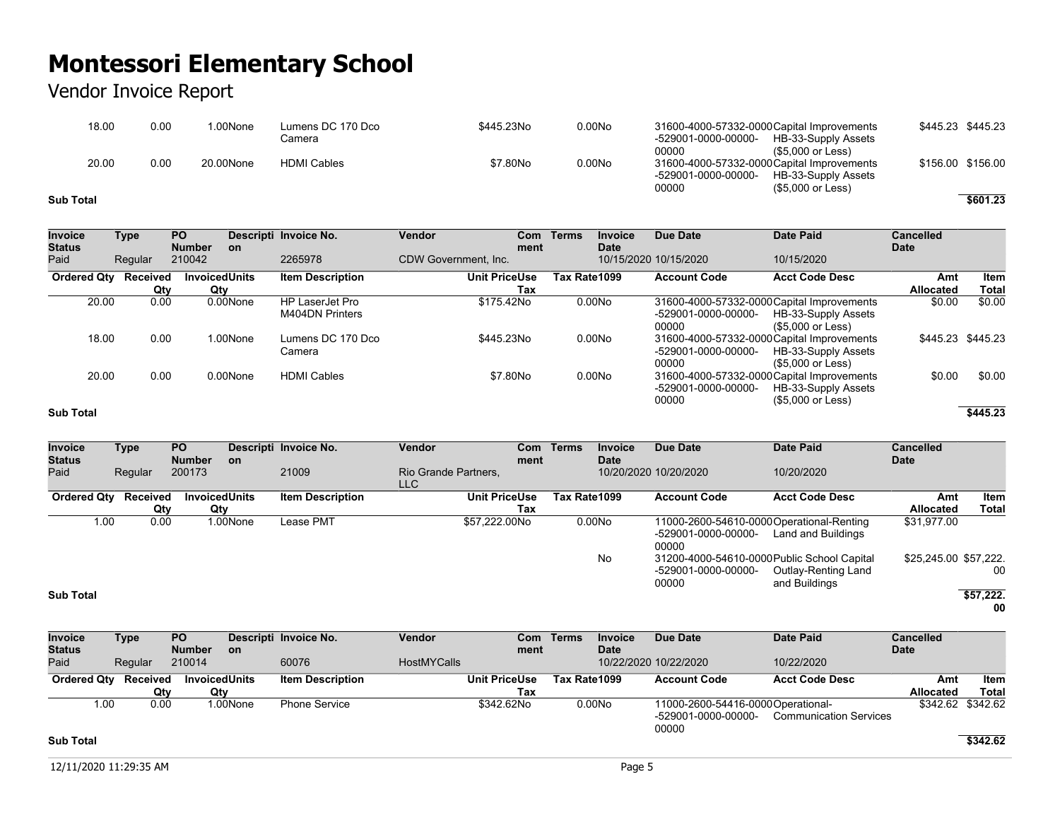# Montessori Elementary School

Vendor Invoice Report

| Ordered Qty | Received Qty | Invoiced Qty | Units | Item Description | Unit Price | Use Tax | Tax Rate | 1099 | Account Code | Acct Code Desc | Amt Allocated | Item Total |
|---|---|---|---|---|---|---|---|---|---|---|---|---|
| 18.00 | 0.00 | 1.00 | None | Lumens DC 170 Dco Camera | $445.23 | No | 0.00 | No | 31600-4000-57332-0000-529001-0000-00000-00000 | Capital Improvements HB-33-Supply Assets ($5,000 or Less) | $445.23 | $445.23 |
| 20.00 | 0.00 | 20.00 | None | HDMI Cables | $7.80 | No | 0.00 | No | 31600-4000-57332-0000-529001-0000-00000-00000 | Capital Improvements HB-33-Supply Assets ($5,000 or Less) | $156.00 | $156.00 |

**Sub Total** **$601.23**

| Invoice Status | Type | PO Number | Description | Invoice No. | Vendor | Comment | Terms | Invoice Date | Due Date | Date Paid | Cancelled Date |
|---|---|---|---|---|---|---|---|---|---|---|---|
| Paid | Regular | 210042 | | 2265978 | CDW Government, Inc. | | | 10/15/2020 | 10/15/2020 | 10/15/2020 | |

| Ordered Qty | Received Qty | Invoiced Qty | Units | Item Description | Unit Price | Use Tax | Tax Rate | 1099 | Account Code | Acct Code Desc | Amt Allocated | Item Total |
|---|---|---|---|---|---|---|---|---|---|---|---|---|
| 20.00 | 0.00 | 0.00 | None | HP LaserJet Pro M404DN Printers | $175.42 | No | 0.00 | No | 31600-4000-57332-0000-529001-0000-00000-00000 | Capital Improvements HB-33-Supply Assets ($5,000 or Less) | $0.00 | $0.00 |
| 18.00 | 0.00 | 1.00 | None | Lumens DC 170 Dco Camera | $445.23 | No | 0.00 | No | 31600-4000-57332-0000-529001-0000-00000-00000 | Capital Improvements HB-33-Supply Assets ($5,000 or Less) | $445.23 | $445.23 |
| 20.00 | 0.00 | 0.00 | None | HDMI Cables | $7.80 | No | 0.00 | No | 31600-4000-57332-0000-529001-0000-00000-00000 | Capital Improvements HB-33-Supply Assets ($5,000 or Less) | $0.00 | $0.00 |

**Sub Total** **$445.23**

| Invoice Status | Type | PO Number | Description | Invoice No. | Vendor | Comment | Terms | Invoice Date | Due Date | Date Paid | Cancelled Date |
|---|---|---|---|---|---|---|---|---|---|---|---|
| Paid | Regular | 200173 | | 21009 | Rio Grande Partners, LLC | | | 10/20/2020 | 10/20/2020 | 10/20/2020 | |

| Ordered Qty | Received Qty | Invoiced Qty | Units | Item Description | Unit Price | Use Tax | Tax Rate | 1099 | Account Code | Acct Code Desc | Amt Allocated | Item Total |
|---|---|---|---|---|---|---|---|---|---|---|---|---|
| 1.00 | 0.00 | 1.00 | None | Lease PMT | $57,222.00 | No | 0.00 | No | 11000-2600-54610-0000-529001-0000-00000-00000 | Operational-Renting Land and Buildings | $31,977.00 | |
| | | | | | | | | No | 31200-4000-54610-0000-529001-0000-00000-00000 | Public School Capital Outlay-Renting Land and Buildings | $25,245.00 | $57,222.00 |

**Sub Total** **$57,222.00**

| Invoice Status | Type | PO Number | Description | Invoice No. | Vendor | Comment | Terms | Invoice Date | Due Date | Date Paid | Cancelled Date |
|---|---|---|---|---|---|---|---|---|---|---|---|
| Paid | Regular | 210014 | | 60076 | HostMYCalls | | | 10/22/2020 | 10/22/2020 | 10/22/2020 | |

| Ordered Qty | Received Qty | Invoiced Qty | Units | Item Description | Unit Price | Use Tax | Tax Rate | 1099 | Account Code | Acct Code Desc | Amt Allocated | Item Total |
|---|---|---|---|---|---|---|---|---|---|---|---|---|
| 1.00 | 0.00 | 1.00 | None | Phone Service | $342.62 | No | 0.00 | No | 11000-2600-54416-0000-529001-0000-00000-00000 | Operational-Communication Services | $342.62 | $342.62 |

**Sub Total** **$342.62**

12/11/2020 11:29:35 AM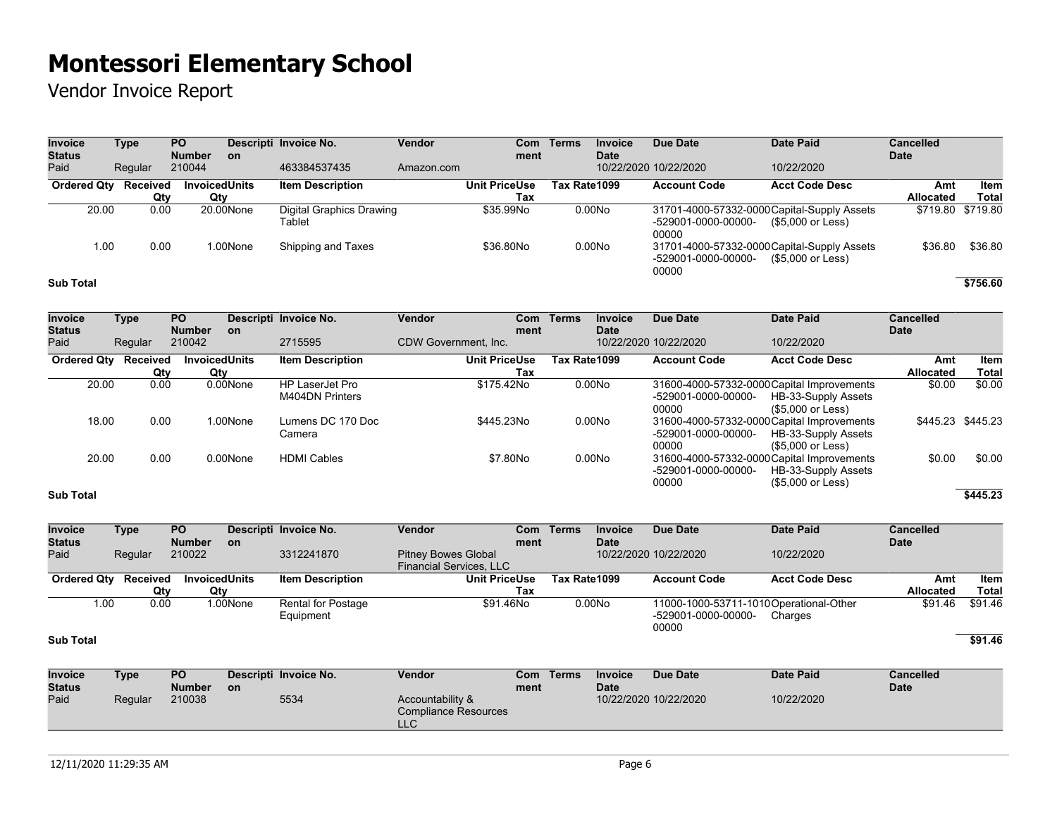# Montessori Elementary School

Vendor Invoice Report

| Invoice Status | Type | PO Number | Description | Invoice No. | Vendor | Comment | Terms | Invoice Date | Due Date | Date Paid | Cancelled Date |
|---|---|---|---|---|---|---|---|---|---|---|---|
| Paid | Regular | 210044 | | 463384537435 | Amazon.com | | | 10/22/2020 | 10/22/2020 | 10/22/2020 | |

| Ordered Qty | Received Qty | Invoiced Qty | Units | Item Description | Unit Price | Use Tax | Tax Rate | 1099 | Account Code | Acct Code Desc | Amt Allocated | Item Total |
|---|---|---|---|---|---|---|---|---|---|---|---|---|
| 20.00 | 0.00 | 20.00 | None | Digital Graphics Drawing Tablet | $35.99 | No | 0.00 | No | 31701-4000-57332-0000-529001-0000-00000-00000 | Capital-Supply Assets ($5,000 or Less) | $719.80 | $719.80 |
| 1.00 | 0.00 | 1.00 | None | Shipping and Taxes | $36.80 | No | 0.00 | No | 31701-4000-57332-0000-529001-0000-00000-00000 | Capital-Supply Assets ($5,000 or Less) | $36.80 | $36.80 |
| **Sub Total** | | | | | | | | | | | | **$756.60** |

| Invoice Status | Type | PO Number | Description | Invoice No. | Vendor | Comment | Terms | Invoice Date | Due Date | Date Paid | Cancelled Date |
|---|---|---|---|---|---|---|---|---|---|---|---|
| Paid | Regular | 210042 | | 2715595 | CDW Government, Inc. | | | 10/22/2020 | 10/22/2020 | 10/22/2020 | |

| Ordered Qty | Received Qty | Invoiced Qty | Units | Item Description | Unit Price | Use Tax | Tax Rate | 1099 | Account Code | Acct Code Desc | Amt Allocated | Item Total |
|---|---|---|---|---|---|---|---|---|---|---|---|---|
| 20.00 | 0.00 | 0.00 | None | HP LaserJet Pro M404DN Printers | $175.42 | No | 0.00 | No | 31600-4000-57332-0000-529001-0000-00000-00000 | Capital Improvements HB-33-Supply Assets ($5,000 or Less) | $0.00 | $0.00 |
| 18.00 | 0.00 | 1.00 | None | Lumens DC 170 Doc Camera | $445.23 | No | 0.00 | No | 31600-4000-57332-0000-529001-0000-00000-00000 | Capital Improvements HB-33-Supply Assets ($5,000 or Less) | $445.23 | $445.23 |
| 20.00 | 0.00 | 0.00 | None | HDMI Cables | $7.80 | No | 0.00 | No | 31600-4000-57332-0000-529001-0000-00000-00000 | Capital Improvements HB-33-Supply Assets ($5,000 or Less) | $0.00 | $0.00 |
| **Sub Total** | | | | | | | | | | | | **$445.23** |

| Invoice Status | Type | PO Number | Description | Invoice No. | Vendor | Comment | Terms | Invoice Date | Due Date | Date Paid | Cancelled Date |
|---|---|---|---|---|---|---|---|---|---|---|---|
| Paid | Regular | 210022 | | 3312241870 | Pitney Bowes Global Financial Services, LLC | | | 10/22/2020 | 10/22/2020 | 10/22/2020 | |

| Ordered Qty | Received Qty | Invoiced Qty | Units | Item Description | Unit Price | Use Tax | Tax Rate | 1099 | Account Code | Acct Code Desc | Amt Allocated | Item Total |
|---|---|---|---|---|---|---|---|---|---|---|---|---|
| 1.00 | 0.00 | 1.00 | None | Rental for Postage Equipment | $91.46 | No | 0.00 | No | 11000-1000-53711-1010-529001-0000-00000-00000 | Operational-Other Charges | $91.46 | $91.46 |
| **Sub Total** | | | | | | | | | | | | **$91.46** |

| Invoice Status | Type | PO Number | Description | Invoice No. | Vendor | Comment | Terms | Invoice Date | Due Date | Date Paid | Cancelled Date |
|---|---|---|---|---|---|---|---|---|---|---|---|
| Paid | Regular | 210038 | | 5534 | Accountability & Compliance Resources LLC | | | 10/22/2020 | 10/22/2020 | 10/22/2020 | |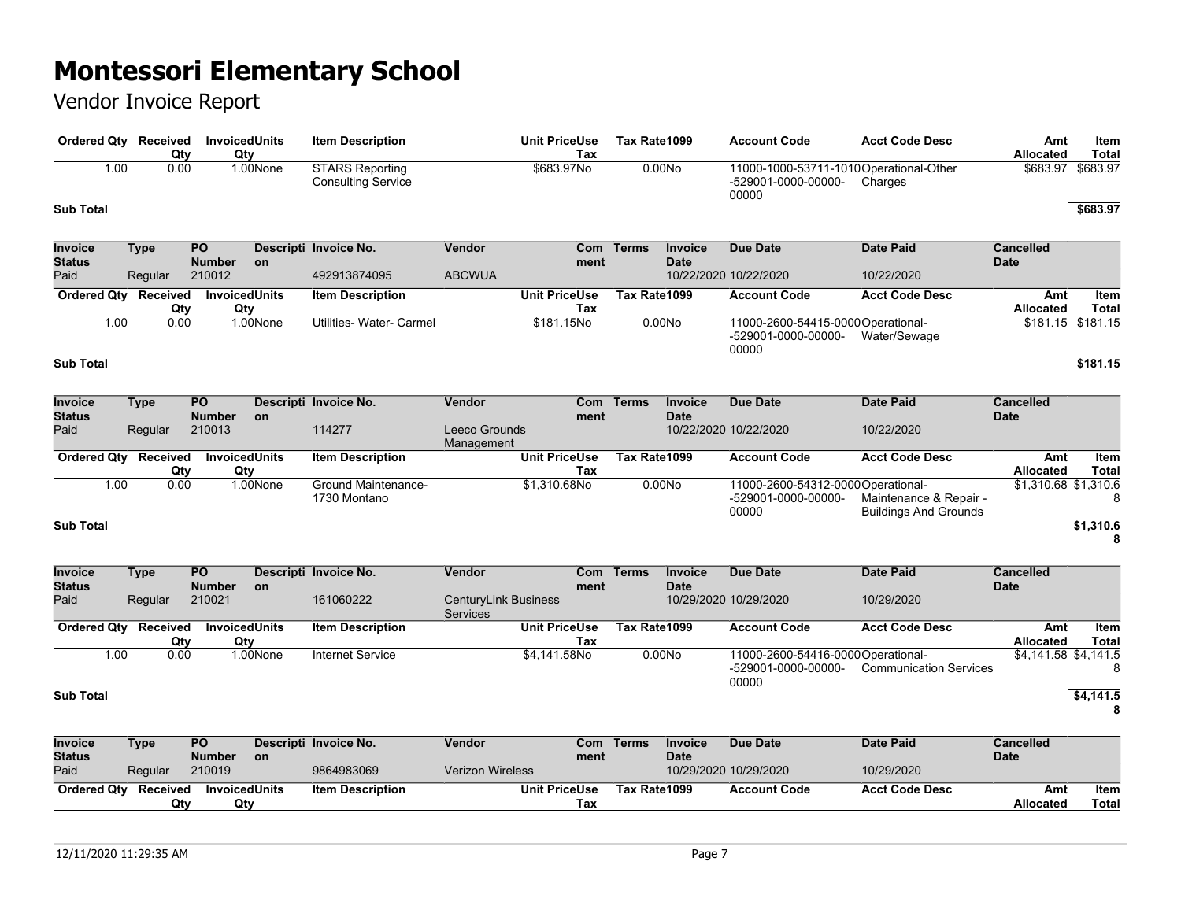# Montessori Elementary School

Vendor Invoice Report

| Ordered Qty | Received Qty | Invoiced Qty | Units | Item Description | Unit Price | Use Tax | Tax Rate | 1099 | Account Code | Acct Code Desc | Amt Allocated | Item Total |
|---|---|---|---|---|---|---|---|---|---|---|---|---|
| 1.00 | 0.00 | 1.00 | None | STARS Reporting Consulting Service | $683.97 | No | 0.00 | No | 11000-1000-53711-1010-529001-0000-00000-00000 | Operational-Other Charges | $683.97 | $683.97 |

**Sub Total** **$683.97**

| Invoice Status | Type | PO Number | Description | Invoice No. | Vendor | Comment | Terms | Invoice Date | Due Date | Date Paid | Cancelled Date |
|---|---|---|---|---|---|---|---|---|---|---|---|
| Paid | Regular | 210012 | | 492913874095 | ABCWUA | | | 10/22/2020 | 10/22/2020 | 10/22/2020 | |

| Ordered Qty | Received Qty | Invoiced Qty | Units | Item Description | Unit Price | Use Tax | Tax Rate | 1099 | Account Code | Acct Code Desc | Amt Allocated | Item Total |
|---|---|---|---|---|---|---|---|---|---|---|---|---|
| 1.00 | 0.00 | 1.00 | None | Utilities- Water- Carmel | $181.15 | No | 0.00 | No | 11000-2600-54415-0000-529001-0000-00000-00000 | Operational-Water/Sewage | $181.15 | $181.15 |

**Sub Total** **$181.15**

| Invoice Status | Type | PO Number | Description | Invoice No. | Vendor | Comment | Terms | Invoice Date | Due Date | Date Paid | Cancelled Date |
|---|---|---|---|---|---|---|---|---|---|---|---|
| Paid | Regular | 210013 | | 114277 | Leeco Grounds Management | | | 10/22/2020 | 10/22/2020 | 10/22/2020 | |

| Ordered Qty | Received Qty | Invoiced Qty | Units | Item Description | Unit Price | Use Tax | Tax Rate | 1099 | Account Code | Acct Code Desc | Amt Allocated | Item Total |
|---|---|---|---|---|---|---|---|---|---|---|---|---|
| 1.00 | 0.00 | 1.00 | None | Ground Maintenance- 1730 Montano | $1,310.68 | No | 0.00 | No | 11000-2600-54312-0000-529001-0000-00000-00000 | Operational-Maintenance & Repair - Buildings And Grounds | $1,310.68 | $1,310.68 |

**Sub Total** **$1,310.68**

| Invoice Status | Type | PO Number | Description | Invoice No. | Vendor | Comment | Terms | Invoice Date | Due Date | Date Paid | Cancelled Date |
|---|---|---|---|---|---|---|---|---|---|---|---|
| Paid | Regular | 210021 | | 161060222 | CenturyLink Business Services | | | 10/29/2020 | 10/29/2020 | 10/29/2020 | |

| Ordered Qty | Received Qty | Invoiced Qty | Units | Item Description | Unit Price | Use Tax | Tax Rate | 1099 | Account Code | Acct Code Desc | Amt Allocated | Item Total |
|---|---|---|---|---|---|---|---|---|---|---|---|---|
| 1.00 | 0.00 | 1.00 | None | Internet Service | $4,141.58 | No | 0.00 | No | 11000-2600-54416-0000-529001-0000-00000-00000 | Operational-Communication Services | $4,141.58 | $4,141.58 |

**Sub Total** **$4,141.58**

| Invoice Status | Type | PO Number | Description | Invoice No. | Vendor | Comment | Terms | Invoice Date | Due Date | Date Paid | Cancelled Date |
|---|---|---|---|---|---|---|---|---|---|---|---|
| Paid | Regular | 210019 | | 9864983069 | Verizon Wireless | | | 10/29/2020 | 10/29/2020 | 10/29/2020 | |

| Ordered Qty | Received Qty | Invoiced Qty | Units | Item Description | Unit Price | Use Tax | Tax Rate | 1099 | Account Code | Acct Code Desc | Amt Allocated | Item Total |
|---|---|---|---|---|---|---|---|---|---|---|---|---|

12/11/2020 11:29:35 AM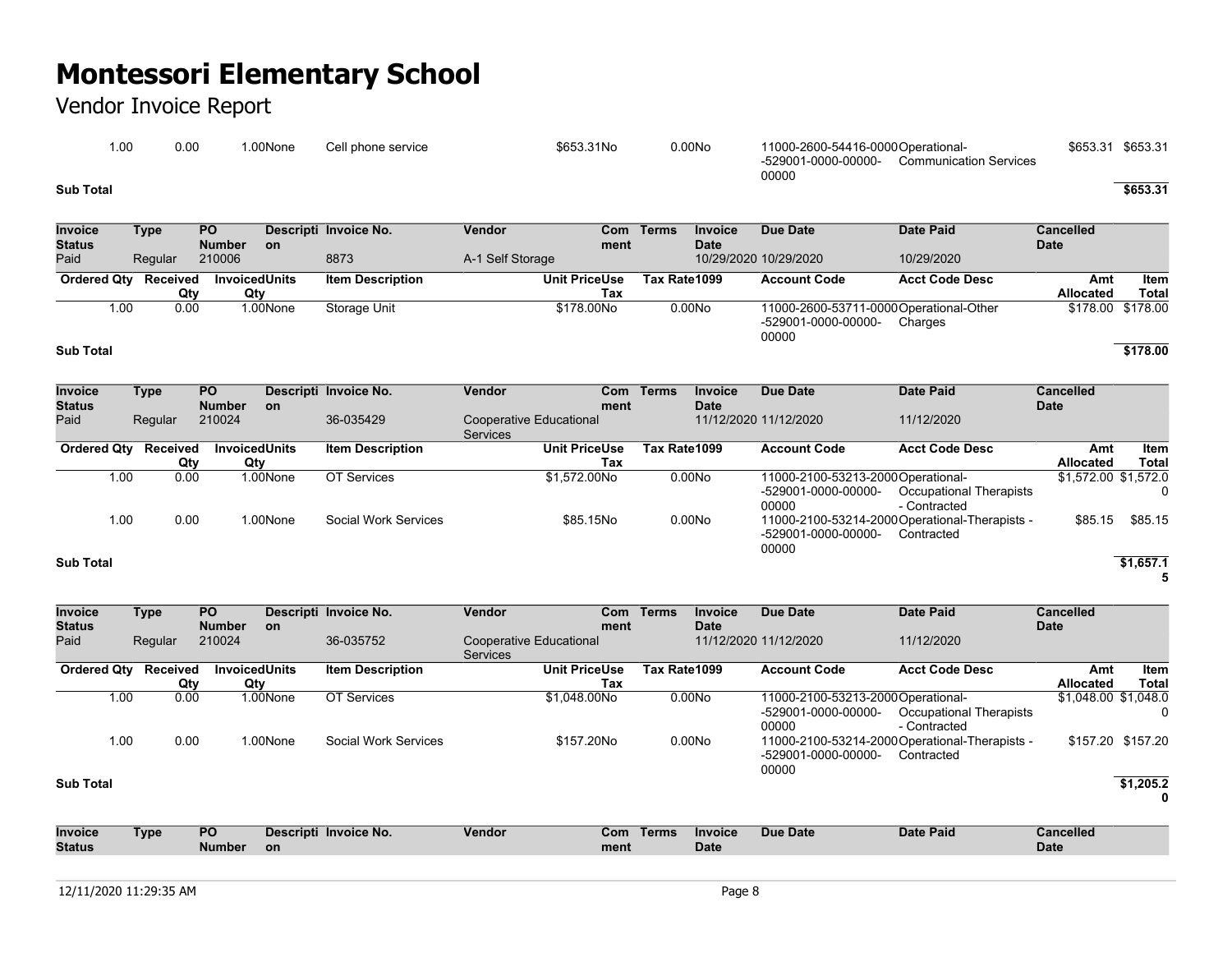# Montessori Elementary School

Vendor Invoice Report

| Ordered Qty | Received Qty | Invoiced Qty | Units | Item Description | Unit Price | Use Tax | Tax Rate | 1099 | Account Code | Acct Code Desc | Amt Allocated | Item Total |
|---|---|---|---|---|---|---|---|---|---|---|---|---|
| 1.00 | 0.00 | 1.00 | None | Cell phone service | $653.31 | No | 0.00 | No | 11000-2600-54416-0000-529001-0000-00000-00000 | Operational-Communication Services | $653.31 | $653.31 |
| **Sub Total** | | | | | | | | | | | | **$653.31** |

| Invoice Status | Type | PO Number | Description | Invoice No. | Vendor | Comment | Terms | Invoice Date | Due Date | Date Paid | Cancelled Date |
|---|---|---|---|---|---|---|---|---|---|---|---|
| Paid | Regular | 210006 | | 8873 | A-1 Self Storage | | | 10/29/2020 | 10/29/2020 | 10/29/2020 | |

| Ordered Qty | Received Qty | Invoiced Qty | Units | Item Description | Unit Price | Use Tax | Tax Rate | 1099 | Account Code | Acct Code Desc | Amt Allocated | Item Total |
|---|---|---|---|---|---|---|---|---|---|---|---|---|
| 1.00 | 0.00 | 1.00 | None | Storage Unit | $178.00 | No | 0.00 | No | 11000-2600-53711-0000-529001-0000-00000-00000 | Operational-Other Charges | $178.00 | $178.00 |
| **Sub Total** | | | | | | | | | | | | **$178.00** |

| Invoice Status | Type | PO Number | Description | Invoice No. | Vendor | Comment | Terms | Invoice Date | Due Date | Date Paid | Cancelled Date |
|---|---|---|---|---|---|---|---|---|---|---|---|
| Paid | Regular | 210024 | | 36-035429 | Cooperative Educational Services | | | 11/12/2020 | 11/12/2020 | 11/12/2020 | |

| Ordered Qty | Received Qty | Invoiced Qty | Units | Item Description | Unit Price | Use Tax | Tax Rate | 1099 | Account Code | Acct Code Desc | Amt Allocated | Item Total |
|---|---|---|---|---|---|---|---|---|---|---|---|---|
| 1.00 | 0.00 | 1.00 | None | OT Services | $1,572.00 | No | 0.00 | No | 11000-2100-53213-2000-529001-0000-00000-00000 | Operational-Occupational Therapists - Contracted | $1,572.00 | $1,572.00 |
| 1.00 | 0.00 | 1.00 | None | Social Work Services | $85.15 | No | 0.00 | No | 11000-2100-53214-2000-529001-0000-00000-00000 | Operational-Therapists - Contracted | $85.15 | $85.15 |
| **Sub Total** | | | | | | | | | | | | **$1,657.15** |

| Invoice Status | Type | PO Number | Description | Invoice No. | Vendor | Comment | Terms | Invoice Date | Due Date | Date Paid | Cancelled Date |
|---|---|---|---|---|---|---|---|---|---|---|---|
| Paid | Regular | 210024 | | 36-035752 | Cooperative Educational Services | | | 11/12/2020 | 11/12/2020 | 11/12/2020 | |

| Ordered Qty | Received Qty | Invoiced Qty | Units | Item Description | Unit Price | Use Tax | Tax Rate | 1099 | Account Code | Acct Code Desc | Amt Allocated | Item Total |
|---|---|---|---|---|---|---|---|---|---|---|---|---|
| 1.00 | 0.00 | 1.00 | None | OT Services | $1,048.00 | No | 0.00 | No | 11000-2100-53213-2000-529001-0000-00000-00000 | Operational-Occupational Therapists - Contracted | $1,048.00 | $1,048.00 |
| 1.00 | 0.00 | 1.00 | None | Social Work Services | $157.20 | No | 0.00 | No | 11000-2100-53214-2000-529001-0000-00000-00000 | Operational-Therapists - Contracted | $157.20 | $157.20 |
| **Sub Total** | | | | | | | | | | | | **$1,205.20** |

| Invoice Status | Type | PO Number | Description | Invoice No. | Vendor | Comment | Terms | Invoice Date | Due Date | Date Paid | Cancelled Date |
|---|---|---|---|---|---|---|---|---|---|---|---|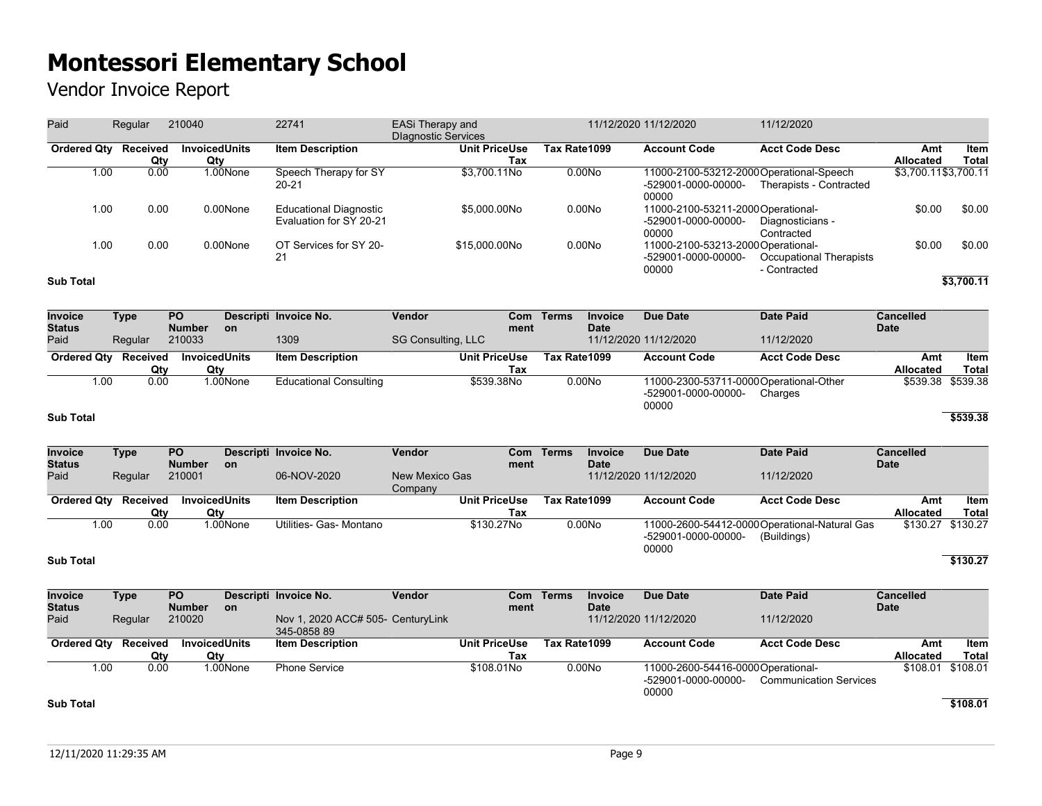# Montessori Elementary School

Vendor Invoice Report

| Invoice Status | Type | PO Number | Description | Invoice No. | Vendor | Comment | Terms | Invoice Date | Due Date | Date Paid | Cancelled Date |
|---|---|---|---|---|---|---|---|---|---|---|---|
| Paid | Regular | 210040 | | 22741 | EASi Therapy and DIagnostic Services | | | 11/12/2020 | 11/12/2020 | 11/12/2020 | |

| Ordered Qty | Received Qty | Invoiced Qty | Units | Item Description | Unit Price | Use Tax | Tax Rate | 1099 | Account Code | Acct Code Desc | Amt Allocated | Item Total |
|---|---|---|---|---|---|---|---|---|---|---|---|---|
| 1.00 | 0.00 | 1.00 | None | Speech Therapy for SY 20-21 | $3,700.11 | No | 0.00 | No | 11000-2100-53212-2000-529001-0000-00000-00000 | Operational-Speech Therapists - Contracted | $3,700.11 | $3,700.11 |
| 1.00 | 0.00 | 0.00 | None | Educational Diagnostic Evaluation for SY 20-21 | $5,000.00 | No | 0.00 | No | 11000-2100-53211-2000-529001-0000-00000-00000 | Operational-Diagnosticians - Contracted | $0.00 | $0.00 |
| 1.00 | 0.00 | 0.00 | None | OT Services for SY 20-21 | $15,000.00 | No | 0.00 | No | 11000-2100-53213-2000-529001-0000-00000-00000 | Operational-Occupational Therapists - Contracted | $0.00 | $0.00 |

**Sub Total** **$3,700.11**

| Invoice Status | Type | PO Number | Description | Invoice No. | Vendor | Comment | Terms | Invoice Date | Due Date | Date Paid | Cancelled Date |
|---|---|---|---|---|---|---|---|---|---|---|---|
| Paid | Regular | 210033 | | 1309 | SG Consulting, LLC | | | 11/12/2020 | 11/12/2020 | 11/12/2020 | |

| Ordered Qty | Received Qty | Invoiced Qty | Units | Item Description | Unit Price | Use Tax | Tax Rate | 1099 | Account Code | Acct Code Desc | Amt Allocated | Item Total |
|---|---|---|---|---|---|---|---|---|---|---|---|---|
| 1.00 | 0.00 | 1.00 | None | Educational Consulting | $539.38 | No | 0.00 | No | 11000-2300-53711-0000-529001-0000-00000-00000 | Operational-Other Charges | $539.38 | $539.38 |

**Sub Total** **$539.38**

| Invoice Status | Type | PO Number | Description | Invoice No. | Vendor | Comment | Terms | Invoice Date | Due Date | Date Paid | Cancelled Date |
|---|---|---|---|---|---|---|---|---|---|---|---|
| Paid | Regular | 210001 | | 06-NOV-2020 | New Mexico Gas Company | | | 11/12/2020 | 11/12/2020 | 11/12/2020 | |

| Ordered Qty | Received Qty | Invoiced Qty | Units | Item Description | Unit Price | Use Tax | Tax Rate | 1099 | Account Code | Acct Code Desc | Amt Allocated | Item Total |
|---|---|---|---|---|---|---|---|---|---|---|---|---|
| 1.00 | 0.00 | 1.00 | None | Utilities- Gas- Montano | $130.27 | No | 0.00 | No | 11000-2600-54412-0000-529001-0000-00000-00000 | Operational-Natural Gas (Buildings) | $130.27 | $130.27 |

**Sub Total** **$130.27**

| Invoice Status | Type | PO Number | Description | Invoice No. | Vendor | Comment | Terms | Invoice Date | Due Date | Date Paid | Cancelled Date |
|---|---|---|---|---|---|---|---|---|---|---|---|
| Paid | Regular | 210020 | | Nov 1, 2020 ACC# 505-345-0858 89 | CenturyLink | | | 11/12/2020 | 11/12/2020 | 11/12/2020 | |

| Ordered Qty | Received Qty | Invoiced Qty | Units | Item Description | Unit Price | Use Tax | Tax Rate | 1099 | Account Code | Acct Code Desc | Amt Allocated | Item Total |
|---|---|---|---|---|---|---|---|---|---|---|---|---|
| 1.00 | 0.00 | 1.00 | None | Phone Service | $108.01 | No | 0.00 | No | 11000-2600-54416-0000-529001-0000-00000-00000 | Operational-Communication Services | $108.01 | $108.01 |

**Sub Total** **$108.01**

12/11/2020 11:29:35 AM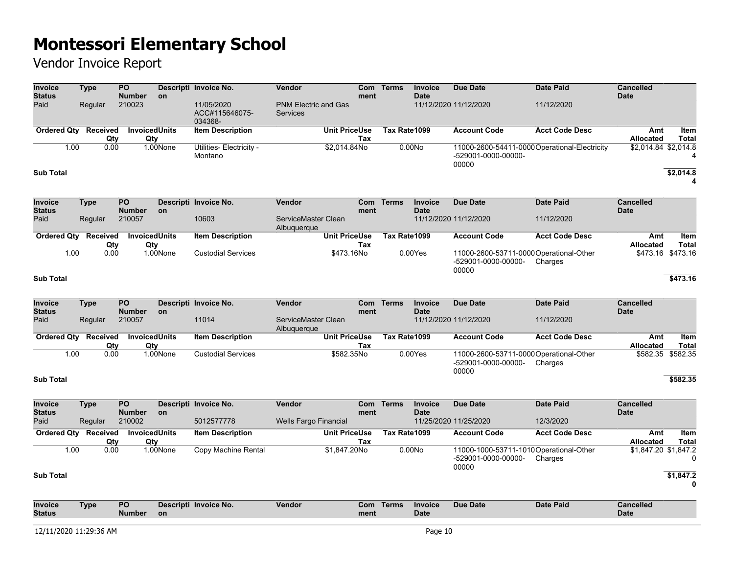# Montessori Elementary School

Vendor Invoice Report

| Invoice Status | Type | PO Number | Description | Invoice No. | Vendor | Comment | Terms | Invoice Date | Due Date | Date Paid | Cancelled Date |
|---|---|---|---|---|---|---|---|---|---|---|---|
| Paid | Regular | 210023 | | 11/05/2020 ACC#115646075-034368- | PNM Electric and Gas Services | | | 11/12/2020 | 11/12/2020 | 11/12/2020 | |

| Ordered Qty | Received Qty | Invoiced Qty | Units | Item Description | Unit Price | Use Tax | Tax Rate | 1099 | Account Code | Acct Code Desc | Amt Allocated | Item Total |
|---|---|---|---|---|---|---|---|---|---|---|---|---|
| 1.00 | 0.00 | 1.00 | None | Utilities- Electricity - Montano | $2,014.84 | No | 0.00 | No | 11000-2600-54411-0000-529001-0000-00000-00000 | Operational-Electricity | $2,014.84 | $2,014.84 |

**Sub Total** $2,014.84

| Invoice Status | Type | PO Number | Description | Invoice No. | Vendor | Comment | Terms | Invoice Date | Due Date | Date Paid | Cancelled Date |
|---|---|---|---|---|---|---|---|---|---|---|---|
| Paid | Regular | 210057 | | 10603 | ServiceMaster Clean Albuquerque | | | 11/12/2020 | 11/12/2020 | 11/12/2020 | |

| Ordered Qty | Received Qty | Invoiced Qty | Units | Item Description | Unit Price | Use Tax | Tax Rate | 1099 | Account Code | Acct Code Desc | Amt Allocated | Item Total |
|---|---|---|---|---|---|---|---|---|---|---|---|---|
| 1.00 | 0.00 | 1.00 | None | Custodial Services | $473.16 | No | 0.00 | Yes | 11000-2600-53711-0000-529001-0000-00000-00000 | Operational-Other Charges | $473.16 | $473.16 |

**Sub Total** $473.16

| Invoice Status | Type | PO Number | Description | Invoice No. | Vendor | Comment | Terms | Invoice Date | Due Date | Date Paid | Cancelled Date |
|---|---|---|---|---|---|---|---|---|---|---|---|
| Paid | Regular | 210057 | | 11014 | ServiceMaster Clean Albuquerque | | | 11/12/2020 | 11/12/2020 | 11/12/2020 | |

| Ordered Qty | Received Qty | Invoiced Qty | Units | Item Description | Unit Price | Use Tax | Tax Rate | 1099 | Account Code | Acct Code Desc | Amt Allocated | Item Total |
|---|---|---|---|---|---|---|---|---|---|---|---|---|
| 1.00 | 0.00 | 1.00 | None | Custodial Services | $582.35 | No | 0.00 | Yes | 11000-2600-53711-0000-529001-0000-00000-00000 | Operational-Other Charges | $582.35 | $582.35 |

**Sub Total** $582.35

| Invoice Status | Type | PO Number | Description | Invoice No. | Vendor | Comment | Terms | Invoice Date | Due Date | Date Paid | Cancelled Date |
|---|---|---|---|---|---|---|---|---|---|---|---|
| Paid | Regular | 210002 | | 5012577778 | Wells Fargo Financial | | | 11/25/2020 | 11/25/2020 | 12/3/2020 | |

| Ordered Qty | Received Qty | Invoiced Qty | Units | Item Description | Unit Price | Use Tax | Tax Rate | 1099 | Account Code | Acct Code Desc | Amt Allocated | Item Total |
|---|---|---|---|---|---|---|---|---|---|---|---|---|
| 1.00 | 0.00 | 1.00 | None | Copy Machine Rental | $1,847.20 | No | 0.00 | No | 11000-1000-53711-1010-529001-0000-00000-00000 | Operational-Other Charges | $1,847.20 | $1,847.20 |

**Sub Total** $1,847.20

| Invoice Status | Type | PO Number | Description | Invoice No. | Vendor | Comment | Terms | Invoice Date | Due Date | Date Paid | Cancelled Date |
|---|---|---|---|---|---|---|---|---|---|---|---|

12/11/2020 11:29:36 AM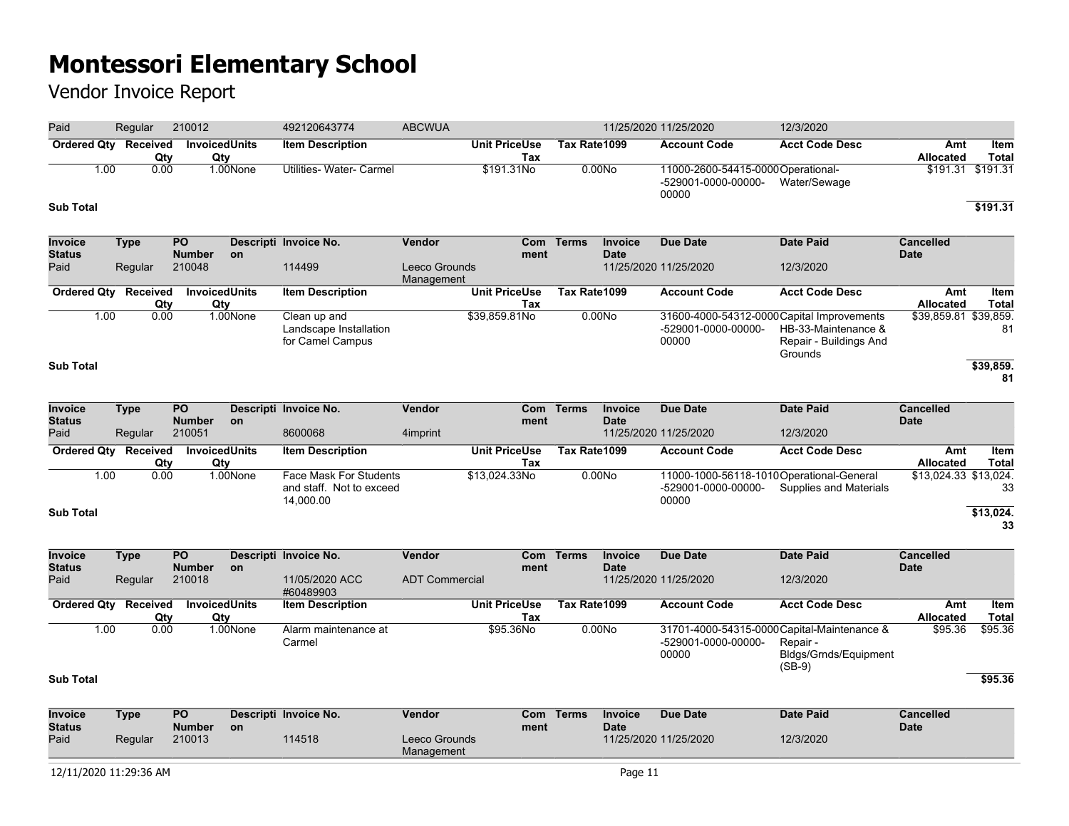# Montessori Elementary School

## Vendor Invoice Report

| Invoice Status | Type | PO Number | Description | Invoice No. | Vendor | Comment | Terms | Invoice Date | Due Date | Date Paid | Cancelled Date |
|---|---|---|---|---|---|---|---|---|---|---|---|
| Paid | Regular | 210012 | | 492120643774 | ABCWUA | | | 11/25/2020 | 11/25/2020 | 12/3/2020 | |

| Ordered Qty | Received Qty | Invoiced Qty | Units | Item Description | Unit Price | Use Tax | Tax Rate | 1099 | Account Code | Acct Code Desc | Amt Allocated | Item Total |
|---|---|---|---|---|---|---|---|---|---|---|---|---|
| 1.00 | 0.00 | 1.00 | None | Utilities- Water- Carmel | $191.31 | No | 0.00 | No | 11000-2600-54415-0000-529001-0000-00000-00000 | Operational-Water/Sewage | $191.31 | $191.31 |

**Sub Total** **$191.31**

| Invoice Status | Type | PO Number | Description | Invoice No. | Vendor | Comment | Terms | Invoice Date | Due Date | Date Paid | Cancelled Date |
|---|---|---|---|---|---|---|---|---|---|---|---|
| Paid | Regular | 210048 | | 114499 | Leeco Grounds Management | | | 11/25/2020 | 11/25/2020 | 12/3/2020 | |

| Ordered Qty | Received Qty | Invoiced Qty | Units | Item Description | Unit Price | Use Tax | Tax Rate | 1099 | Account Code | Acct Code Desc | Amt Allocated | Item Total |
|---|---|---|---|---|---|---|---|---|---|---|---|---|
| 1.00 | 0.00 | 1.00 | None | Clean up and Landscape Installation for Camel Campus | $39,859.81 | No | 0.00 | No | 31600-4000-54312-0000-529001-0000-00000-00000 | Capital Improvements HB-33-Maintenance & Repair - Buildings And Grounds | $39,859.81 | $39,859.81 |

**Sub Total** **$39,859.81**

| Invoice Status | Type | PO Number | Description | Invoice No. | Vendor | Comment | Terms | Invoice Date | Due Date | Date Paid | Cancelled Date |
|---|---|---|---|---|---|---|---|---|---|---|---|
| Paid | Regular | 210051 | | 8600068 | 4imprint | | | 11/25/2020 | 11/25/2020 | 12/3/2020 | |

| Ordered Qty | Received Qty | Invoiced Qty | Units | Item Description | Unit Price | Use Tax | Tax Rate | 1099 | Account Code | Acct Code Desc | Amt Allocated | Item Total |
|---|---|---|---|---|---|---|---|---|---|---|---|---|
| 1.00 | 0.00 | 1.00 | None | Face Mask For Students and staff. Not to exceed 14,000.00 | $13,024.33 | No | 0.00 | No | 11000-1000-56118-1010-529001-0000-00000-00000 | Operational-General Supplies and Materials | $13,024.33 | $13,024.33 |

**Sub Total** **$13,024.33**

| Invoice Status | Type | PO Number | Description | Invoice No. | Vendor | Comment | Terms | Invoice Date | Due Date | Date Paid | Cancelled Date |
|---|---|---|---|---|---|---|---|---|---|---|---|
| Paid | Regular | 210018 | | 11/05/2020 ACC #60489903 | ADT Commercial | | | 11/25/2020 | 11/25/2020 | 12/3/2020 | |

| Ordered Qty | Received Qty | Invoiced Qty | Units | Item Description | Unit Price | Use Tax | Tax Rate | 1099 | Account Code | Acct Code Desc | Amt Allocated | Item Total |
|---|---|---|---|---|---|---|---|---|---|---|---|---|
| 1.00 | 0.00 | 1.00 | None | Alarm maintenance at Carmel | $95.36 | No | 0.00 | No | 31701-4000-54315-0000-529001-0000-00000-00000 | Capital-Maintenance & Repair - Bldgs/Grnds/Equipment (SB-9) | $95.36 | $95.36 |

**Sub Total** **$95.36**

| Invoice Status | Type | PO Number | Description | Invoice No. | Vendor | Comment | Terms | Invoice Date | Due Date | Date Paid | Cancelled Date |
|---|---|---|---|---|---|---|---|---|---|---|---|
| Paid | Regular | 210013 | | 114518 | Leeco Grounds Management | | | 11/25/2020 | 11/25/2020 | 12/3/2020 | |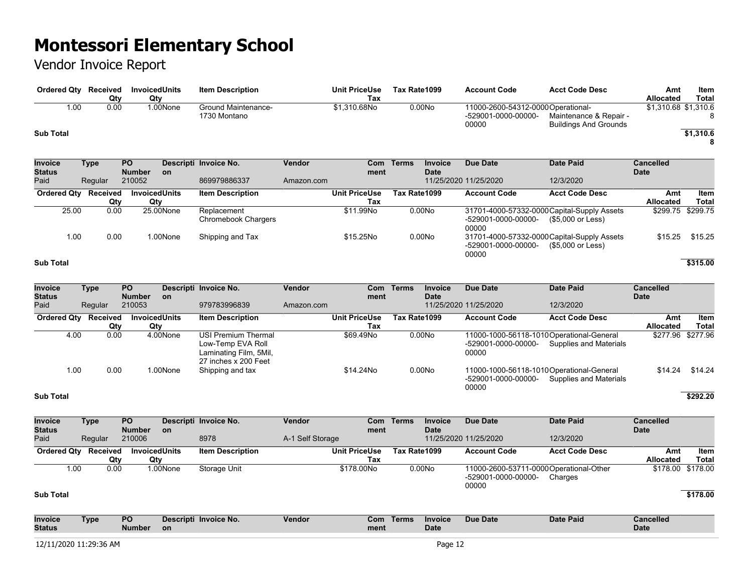# Montessori Elementary School

## Vendor Invoice Report

| Ordered Qty | Received Qty | Invoiced Qty | Units | Item Description | Unit Price | Use Tax | Tax Rate | 1099 | Account Code | Acct Code Desc | Amt Allocated | Item Total |
|---|---|---|---|---|---|---|---|---|---|---|---|---|
| 1.00 | 0.00 | 1.00 | None | Ground Maintenance- 1730 Montano | $1,310.68 | No | 0.00 | No | 11000-2600-54312-0000-529001-0000-00000-00000 | Operational- Maintenance & Repair - Buildings And Grounds | $1,310.68 | $1,310.68 |
| **Sub Total** | | | | | | | | | | | | **$1,310.68** |

| Invoice Status | Type | PO Number | Description | Invoice No. | Vendor | Comment | Terms | Invoice Date | Due Date | Date Paid | Cancelled Date |
|---|---|---|---|---|---|---|---|---|---|---|---|
| Paid | Regular | 210052 | | 869979886337 | Amazon.com | | | 11/25/2020 | 11/25/2020 | 12/3/2020 | |

| Ordered Qty | Received Qty | Invoiced Qty | Units | Item Description | Unit Price | Use Tax | Tax Rate | 1099 | Account Code | Acct Code Desc | Amt Allocated | Item Total |
|---|---|---|---|---|---|---|---|---|---|---|---|---|
| 25.00 | 0.00 | 25.00 | None | Replacement Chromebook Chargers | $11.99 | No | 0.00 | No | 31701-4000-57332-0000-529001-0000-00000-00000 | Capital-Supply Assets ($5,000 or Less) | $299.75 | $299.75 |
| 1.00 | 0.00 | 1.00 | None | Shipping and Tax | $15.25 | No | 0.00 | No | 31701-4000-57332-0000-529001-0000-00000-00000 | Capital-Supply Assets ($5,000 or Less) | $15.25 | $15.25 |
| **Sub Total** | | | | | | | | | | | | **$315.00** |

| Invoice Status | Type | PO Number | Description | Invoice No. | Vendor | Comment | Terms | Invoice Date | Due Date | Date Paid | Cancelled Date |
|---|---|---|---|---|---|---|---|---|---|---|---|
| Paid | Regular | 210053 | | 979783996839 | Amazon.com | | | 11/25/2020 | 11/25/2020 | 12/3/2020 | |

| Ordered Qty | Received Qty | Invoiced Qty | Units | Item Description | Unit Price | Use Tax | Tax Rate | 1099 | Account Code | Acct Code Desc | Amt Allocated | Item Total |
|---|---|---|---|---|---|---|---|---|---|---|---|---|
| 4.00 | 0.00 | 4.00 | None | USI Premium Thermal Low-Temp EVA Roll Laminating Film, 5Mil, 27 inches x 200 Feet | $69.49 | No | 0.00 | No | 11000-1000-56118-1010-529001-0000-00000-00000 | Operational-General Supplies and Materials | $277.96 | $277.96 |
| 1.00 | 0.00 | 1.00 | None | Shipping and tax | $14.24 | No | 0.00 | No | 11000-1000-56118-1010-529001-0000-00000-00000 | Operational-General Supplies and Materials | $14.24 | $14.24 |
| **Sub Total** | | | | | | | | | | | | **$292.20** |

| Invoice Status | Type | PO Number | Description | Invoice No. | Vendor | Comment | Terms | Invoice Date | Due Date | Date Paid | Cancelled Date |
|---|---|---|---|---|---|---|---|---|---|---|---|
| Paid | Regular | 210006 | | 8978 | A-1 Self Storage | | | 11/25/2020 | 11/25/2020 | 12/3/2020 | |

| Ordered Qty | Received Qty | Invoiced Qty | Units | Item Description | Unit Price | Use Tax | Tax Rate | 1099 | Account Code | Acct Code Desc | Amt Allocated | Item Total |
|---|---|---|---|---|---|---|---|---|---|---|---|---|
| 1.00 | 0.00 | 1.00 | None | Storage Unit | $178.00 | No | 0.00 | No | 11000-2600-53711-0000-529001-0000-00000-00000 | Operational-Other Charges | $178.00 | $178.00 |
| **Sub Total** | | | | | | | | | | | | **$178.00** |

| Invoice Status | Type | PO Number | Description | Invoice No. | Vendor | Comment | Terms | Invoice Date | Due Date | Date Paid | Cancelled Date |
|---|---|---|---|---|---|---|---|---|---|---|---|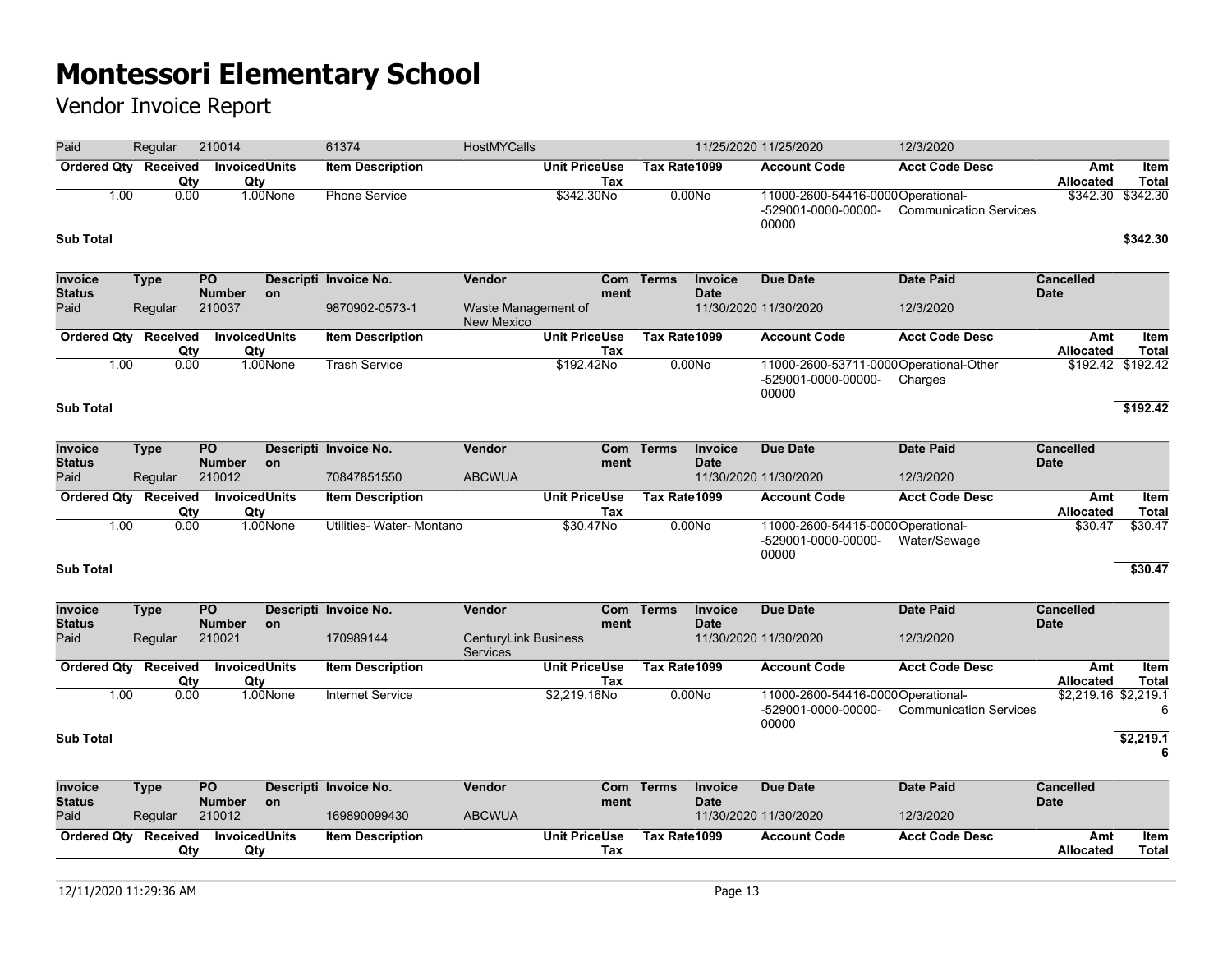# Montessori Elementary School

## Vendor Invoice Report

| Paid | Regular | 210014 | | 61374 | HostMYCalls | | | 11/25/2020 | 11/25/2020 | 12/3/2020 | |
|---|---|---|---|---|---|---|---|---|---|---|---|

| Ordered Qty | Received Qty | Invoiced Qty | Units | Item Description | Unit Price | Use Tax | Tax Rate | 1099 | Account Code | Acct Code Desc | Amt Allocated | Item Total |
|---|---|---|---|---|---|---|---|---|---|---|---|---|
| 1.00 | 0.00 | 1.00 | None | Phone Service | $342.30 | No | 0.00 | No | 11000-2600-54416-0000-529001-0000-00000-00000 | Operational-Communication Services | $342.30 | $342.30 |
| **Sub Total** | | | | | | | | | | | | **$342.30** |

| Invoice Status | Type | PO Number | Description | Invoice No. | Vendor | Comment | Terms | Invoice Date | Due Date | Date Paid | Cancelled Date |
|---|---|---|---|---|---|---|---|---|---|---|---|
| Paid | Regular | 210037 | | 9870902-0573-1 | Waste Management of New Mexico | | | 11/30/2020 | 11/30/2020 | 12/3/2020 | |

| Ordered Qty | Received Qty | Invoiced Qty | Units | Item Description | Unit Price | Use Tax | Tax Rate | 1099 | Account Code | Acct Code Desc | Amt Allocated | Item Total |
|---|---|---|---|---|---|---|---|---|---|---|---|---|
| 1.00 | 0.00 | 1.00 | None | Trash Service | $192.42 | No | 0.00 | No | 11000-2600-53711-0000-529001-0000-00000-00000 | Operational-Other Charges | $192.42 | $192.42 |
| **Sub Total** | | | | | | | | | | | | **$192.42** |

| Invoice Status | Type | PO Number | Description | Invoice No. | Vendor | Comment | Terms | Invoice Date | Due Date | Date Paid | Cancelled Date |
|---|---|---|---|---|---|---|---|---|---|---|---|
| Paid | Regular | 210012 | | 70847851550 | ABCWUA | | | 11/30/2020 | 11/30/2020 | 12/3/2020 | |

| Ordered Qty | Received Qty | Invoiced Qty | Units | Item Description | Unit Price | Use Tax | Tax Rate | 1099 | Account Code | Acct Code Desc | Amt Allocated | Item Total |
|---|---|---|---|---|---|---|---|---|---|---|---|---|
| 1.00 | 0.00 | 1.00 | None | Utilities- Water- Montano | $30.47 | No | 0.00 | No | 11000-2600-54415-0000-529001-0000-00000-00000 | Operational-Water/Sewage | $30.47 | $30.47 |
| **Sub Total** | | | | | | | | | | | | **$30.47** |

| Invoice Status | Type | PO Number | Description | Invoice No. | Vendor | Comment | Terms | Invoice Date | Due Date | Date Paid | Cancelled Date |
|---|---|---|---|---|---|---|---|---|---|---|---|
| Paid | Regular | 210021 | | 170989144 | CenturyLink Business Services | | | 11/30/2020 | 11/30/2020 | 12/3/2020 | |

| Ordered Qty | Received Qty | Invoiced Qty | Units | Item Description | Unit Price | Use Tax | Tax Rate | 1099 | Account Code | Acct Code Desc | Amt Allocated | Item Total |
|---|---|---|---|---|---|---|---|---|---|---|---|---|
| 1.00 | 0.00 | 1.00 | None | Internet Service | $2,219.16 | No | 0.00 | No | 11000-2600-54416-0000-529001-0000-00000-00000 | Operational-Communication Services | $2,219.16 | $2,219.16 |
| **Sub Total** | | | | | | | | | | | | **$2,219.16** |

| Invoice Status | Type | PO Number | Description | Invoice No. | Vendor | Comment | Terms | Invoice Date | Due Date | Date Paid | Cancelled Date |
|---|---|---|---|---|---|---|---|---|---|---|---|
| Paid | Regular | 210012 | | 169890099430 | ABCWUA | | | 11/30/2020 | 11/30/2020 | 12/3/2020 | |

| Ordered Qty | Received Qty | Invoiced Qty | Units | Item Description | Unit Price | Use Tax | Tax Rate | 1099 | Account Code | Acct Code Desc | Amt Allocated | Item Total |
|---|---|---|---|---|---|---|---|---|---|---|---|---|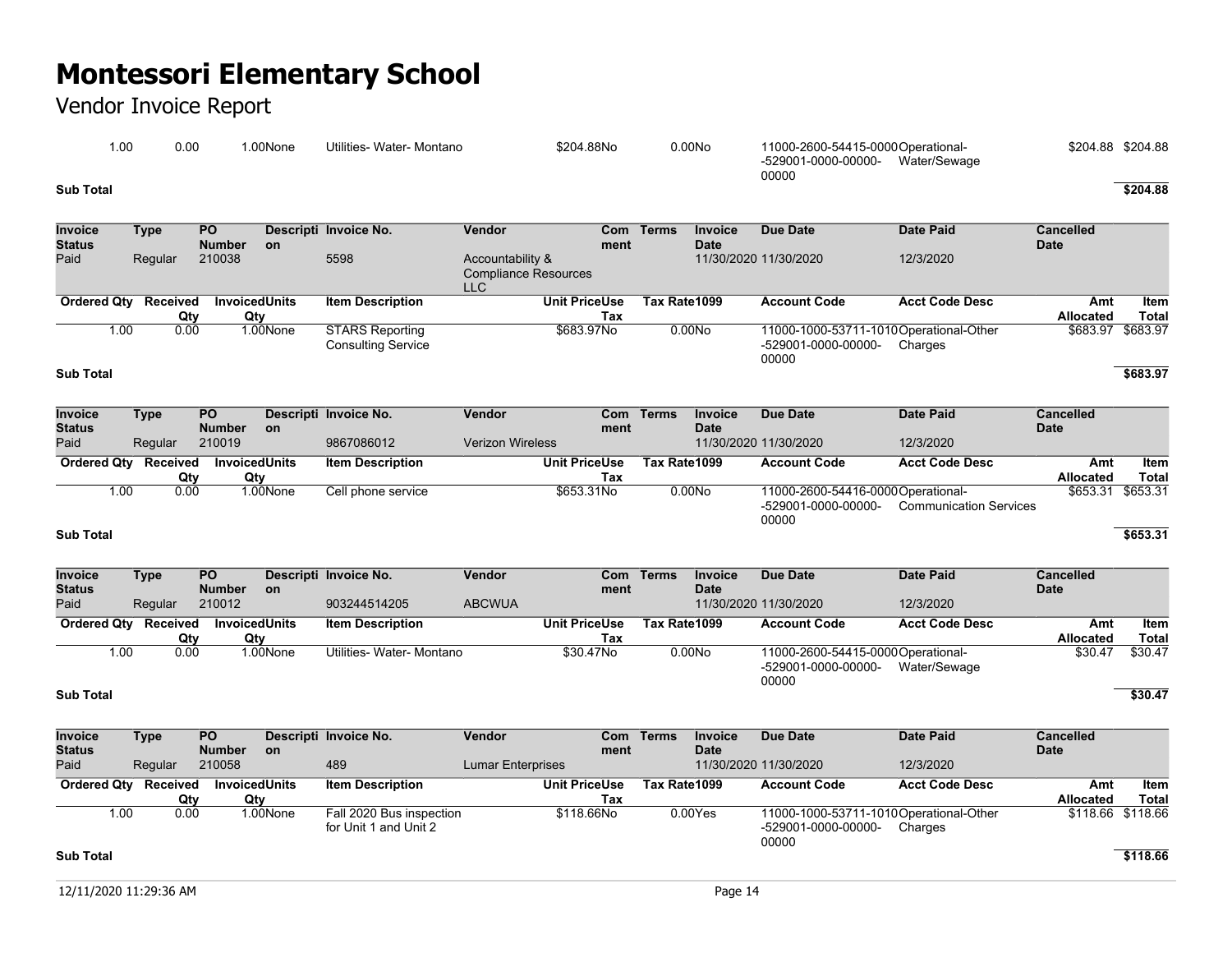# Montessori Elementary School

Vendor Invoice Report

| Ordered Qty | Received Qty | Invoiced Qty | Units | Item Description | Unit Price | Use Tax | Tax Rate | 1099 | Account Code | Acct Code Desc | Amt Allocated | Item Total |
|---|---|---|---|---|---|---|---|---|---|---|---|---|
| 1.00 | 0.00 | 1.00 | None | Utilities- Water- Montano | $204.88 | No | 0.00 | No | 11000-2600-54415-0000-529001-0000-00000-00000 | Operational-Water/Sewage | $204.88 | $204.88 |

**Sub Total** **$204.88**

| Invoice Status | Type | PO Number | Description | Invoice No. | Vendor | Comment | Terms | Invoice Date | Due Date | Date Paid | Cancelled Date |
|---|---|---|---|---|---|---|---|---|---|---|---|
| Paid | Regular | 210038 | | 5598 | Accountability & Compliance Resources LLC | | | 11/30/2020 | 11/30/2020 | 12/3/2020 | |

| Ordered Qty | Received Qty | Invoiced Qty | Units | Item Description | Unit Price | Use Tax | Tax Rate | 1099 | Account Code | Acct Code Desc | Amt Allocated | Item Total |
|---|---|---|---|---|---|---|---|---|---|---|---|---|
| 1.00 | 0.00 | 1.00 | None | STARS Reporting Consulting Service | $683.97 | No | 0.00 | No | 11000-1000-53711-1010-529001-0000-00000-00000 | Operational-Other Charges | $683.97 | $683.97 |

**Sub Total** **$683.97**

| Invoice Status | Type | PO Number | Description | Invoice No. | Vendor | Comment | Terms | Invoice Date | Due Date | Date Paid | Cancelled Date |
|---|---|---|---|---|---|---|---|---|---|---|---|
| Paid | Regular | 210019 | | 9867086012 | Verizon Wireless | | | 11/30/2020 | 11/30/2020 | 12/3/2020 | |

| Ordered Qty | Received Qty | Invoiced Qty | Units | Item Description | Unit Price | Use Tax | Tax Rate | 1099 | Account Code | Acct Code Desc | Amt Allocated | Item Total |
|---|---|---|---|---|---|---|---|---|---|---|---|---|
| 1.00 | 0.00 | 1.00 | None | Cell phone service | $653.31 | No | 0.00 | No | 11000-2600-54416-0000-529001-0000-00000-00000 | Operational-Communication Services | $653.31 | $653.31 |

**Sub Total** **$653.31**

| Invoice Status | Type | PO Number | Description | Invoice No. | Vendor | Comment | Terms | Invoice Date | Due Date | Date Paid | Cancelled Date |
|---|---|---|---|---|---|---|---|---|---|---|---|
| Paid | Regular | 210012 | | 903244514205 | ABCWUA | | | 11/30/2020 | 11/30/2020 | 12/3/2020 | |

| Ordered Qty | Received Qty | Invoiced Qty | Units | Item Description | Unit Price | Use Tax | Tax Rate | 1099 | Account Code | Acct Code Desc | Amt Allocated | Item Total |
|---|---|---|---|---|---|---|---|---|---|---|---|---|
| 1.00 | 0.00 | 1.00 | None | Utilities- Water- Montano | $30.47 | No | 0.00 | No | 11000-2600-54415-0000-529001-0000-00000-00000 | Operational-Water/Sewage | $30.47 | $30.47 |

**Sub Total** **$30.47**

| Invoice Status | Type | PO Number | Description | Invoice No. | Vendor | Comment | Terms | Invoice Date | Due Date | Date Paid | Cancelled Date |
|---|---|---|---|---|---|---|---|---|---|---|---|
| Paid | Regular | 210058 | | 489 | Lumar Enterprises | | | 11/30/2020 | 11/30/2020 | 12/3/2020 | |

| Ordered Qty | Received Qty | Invoiced Qty | Units | Item Description | Unit Price | Use Tax | Tax Rate | 1099 | Account Code | Acct Code Desc | Amt Allocated | Item Total |
|---|---|---|---|---|---|---|---|---|---|---|---|---|
| 1.00 | 0.00 | 1.00 | None | Fall 2020 Bus inspection for Unit 1 and Unit 2 | $118.66 | No | 0.00 | Yes | 11000-1000-53711-1010-529001-0000-00000-00000 | Operational-Other Charges | $118.66 | $118.66 |

**Sub Total** **$118.66**

12/11/2020 11:29:36 AM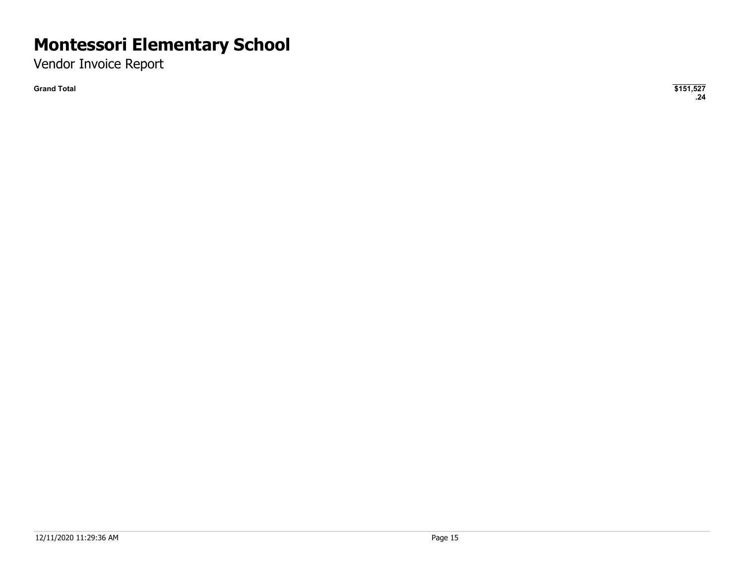# Montessori Elementary School

Vendor Invoice Report

| | |
|---|---|
| **Grand Total** | **$151,527.24** |